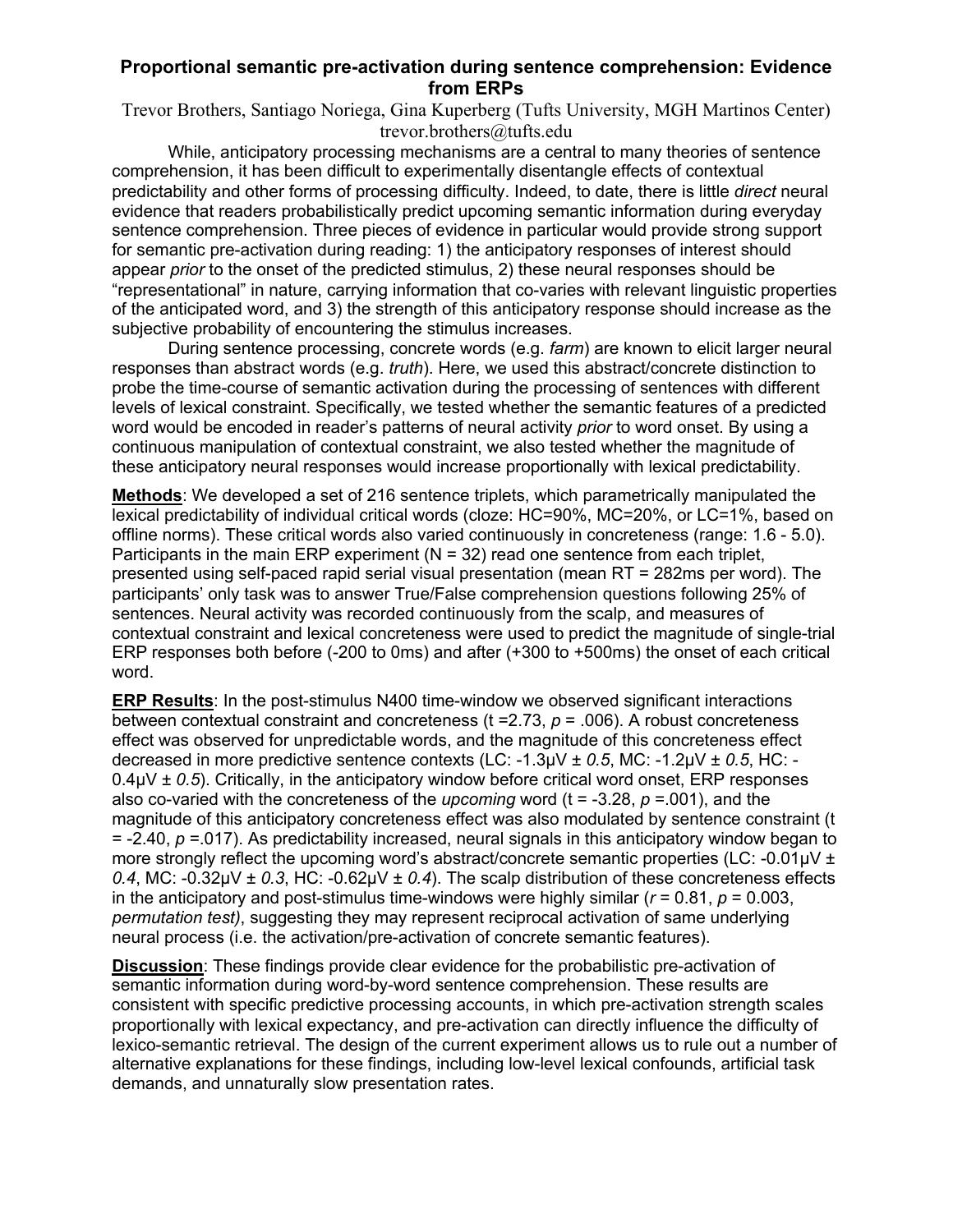# Proportional semantic pre-activation during sentence comprehension: Evidence from ERPs

Trevor Brothers, Santiago Noriega, Gina Kuperberg (Tufts University, MGH Martinos Center)
trevor.brothers@tufts.edu

While, anticipatory processing mechanisms are a central to many theories of sentence comprehension, it has been difficult to experimentally disentangle effects of contextual predictability and other forms of processing difficulty. Indeed, to date, there is little *direct* neural evidence that readers probabilistically predict upcoming semantic information during everyday sentence comprehension. Three pieces of evidence in particular would provide strong support for semantic pre-activation during reading: 1) the anticipatory responses of interest should appear *prior* to the onset of the predicted stimulus, 2) these neural responses should be "representational" in nature, carrying information that co-varies with relevant linguistic properties of the anticipated word, and 3) the strength of this anticipatory response should increase as the subjective probability of encountering the stimulus increases.

During sentence processing, concrete words (e.g. *farm*) are known to elicit larger neural responses than abstract words (e.g. *truth*). Here, we used this abstract/concrete distinction to probe the time-course of semantic activation during the processing of sentences with different levels of lexical constraint. Specifically, we tested whether the semantic features of a predicted word would be encoded in reader's patterns of neural activity *prior* to word onset. By using a continuous manipulation of contextual constraint, we also tested whether the magnitude of these anticipatory neural responses would increase proportionally with lexical predictability.

**Methods**: We developed a set of 216 sentence triplets, which parametrically manipulated the lexical predictability of individual critical words (cloze: HC=90%, MC=20%, or LC=1%, based on offline norms). These critical words also varied continuously in concreteness (range: 1.6 - 5.0). Participants in the main ERP experiment (N = 32) read one sentence from each triplet, presented using self-paced rapid serial visual presentation (mean RT = 282ms per word). The participants' only task was to answer True/False comprehension questions following 25% of sentences. Neural activity was recorded continuously from the scalp, and measures of contextual constraint and lexical concreteness were used to predict the magnitude of single-trial ERP responses both before (-200 to 0ms) and after (+300 to +500ms) the onset of each critical word.

**ERP Results**: In the post-stimulus N400 time-window we observed significant interactions between contextual constraint and concreteness ($t = 2.73$, $p = .006$). A robust concreteness effect was observed for unpredictable words, and the magnitude of this concreteness effect decreased in more predictive sentence contexts (LC: -1.3μV ± *0.5*, MC: -1.2μV ± *0.5*, HC: -0.4μV ± *0.5*). Critically, in the anticipatory window before critical word onset, ERP responses also co-varied with the concreteness of the *upcoming* word ($t = -3.28$, $p = .001$), and the magnitude of this anticipatory concreteness effect was also modulated by sentence constraint ($t = -2.40$, $p = .017$). As predictability increased, neural signals in this anticipatory window began to more strongly reflect the upcoming word's abstract/concrete semantic properties (LC: -0.01μV ± *0.4*, MC: -0.32μV ± *0.3*, HC: -0.62μV ± *0.4*). The scalp distribution of these concreteness effects in the anticipatory and post-stimulus time-windows were highly similar ($r = 0.81$, $p = 0.003$, *permutation test)*, suggesting they may represent reciprocal activation of same underlying neural process (i.e. the activation/pre-activation of concrete semantic features).

**Discussion**: These findings provide clear evidence for the probabilistic pre-activation of semantic information during word-by-word sentence comprehension. These results are consistent with specific predictive processing accounts, in which pre-activation strength scales proportionally with lexical expectancy, and pre-activation can directly influence the difficulty of lexico-semantic retrieval. The design of the current experiment allows us to rule out a number of alternative explanations for these findings, including low-level lexical confounds, artificial task demands, and unnaturally slow presentation rates.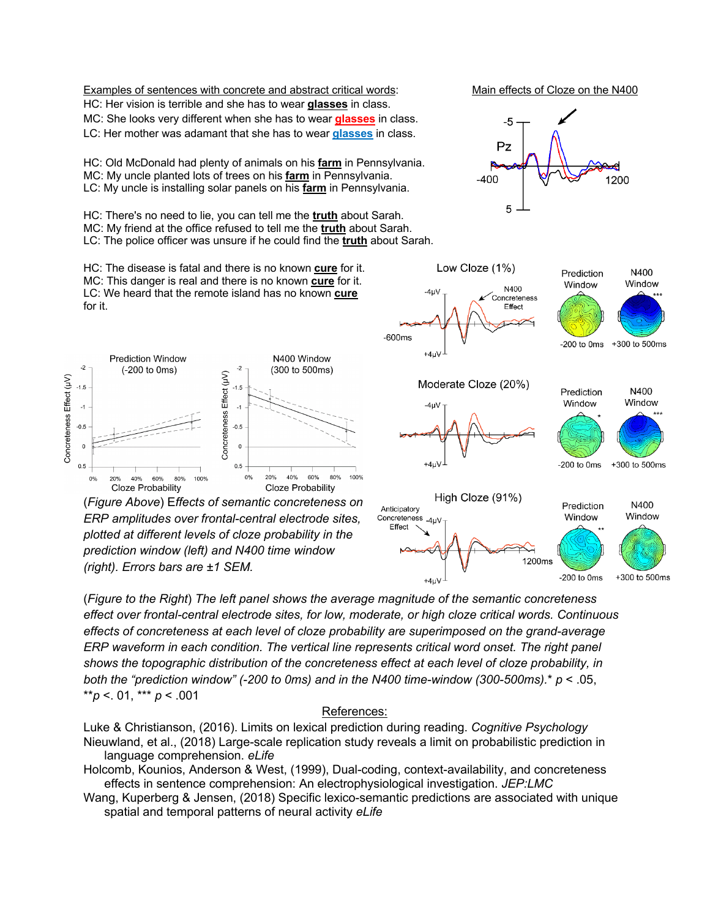Examples of sentences with concrete and abstract critical words:

HC: Her vision is terrible and she has to wear **glasses** in class.
MC: She looks very different when she has to wear **glasses** in class.
LC: Her mother was adamant that she has to wear **glasses** in class.

HC: Old McDonald had plenty of animals on his **farm** in Pennsylvania.
MC: My uncle planted lots of trees on his **farm** in Pennsylvania.
LC: My uncle is installing solar panels on his **farm** in Pennsylvania.

HC: There's no need to lie, you can tell me the **truth** about Sarah.
MC: My friend at the office refused to tell me the **truth** about Sarah.
LC: The police officer was unsure if he could find the **truth** about Sarah.

HC: The disease is fatal and there is no known **cure** for it.
MC: This danger is real and there is no known **cure** for it.
LC: We heard that the remote island has no known **cure** for it.

Main effects of Cloze on the N400

-5
Pz
-400
1200
5

Prediction Window (-200 to 0ms)
N400 Window (300 to 500ms)
Concreteness Effect (μV)
-2
-1.5
-1
-0.5
0
0.5
0% 20% 40% 60% 80% 100%
Cloze Probability

(*Figure Above*) Effects of semantic concreteness on ERP amplitudes over frontal-central electrode sites, plotted at different levels of cloze probability in the prediction window (left) and N400 time window (right). Errors bars are ±1 SEM.

Low Cloze (1%)
-4μV
N400 Concreteness Effect
-600ms
+4μV
Prediction Window
N400 Window
***
-200 to 0ms
+300 to 500ms

Moderate Cloze (20%)
-4μV
+4μV
Prediction Window
N400 Window
*
***
-200 to 0ms
+300 to 500ms

High Cloze (91%)
Anticipatory Concreteness Effect
-4μV
1200ms
+4μV
Prediction Window
N400 Window
**
-200 to 0ms
+300 to 500ms

(*Figure to the Right*) *The left panel shows the average magnitude of the semantic concreteness effect over frontal-central electrode sites, for low, moderate, or high cloze critical words. Continuous effects of concreteness at each level of cloze probability are superimposed on the grand-average ERP waveform in each condition. The vertical line represents critical word onset. The right panel shows the topographic distribution of the concreteness effect at each level of cloze probability, in both the "prediction window" (-200 to 0ms) and in the N400 time-window (300-500ms).* \* $p < .05$, \*\*$p < .01$, \*\*\* $p < .001$

## References:

Luke & Christianson, (2016). Limits on lexical prediction during reading. *Cognitive Psychology*

Nieuwland, et al., (2018) Large-scale replication study reveals a limit on probabilistic prediction in language comprehension. *eLife*

Holcomb, Kounios, Anderson & West, (1999), Dual-coding, context-availability, and concreteness effects in sentence comprehension: An electrophysiological investigation. *JEP:LMC*

Wang, Kuperberg & Jensen, (2018) Specific lexico-semantic predictions are associated with unique spatial and temporal patterns of neural activity *eLife*